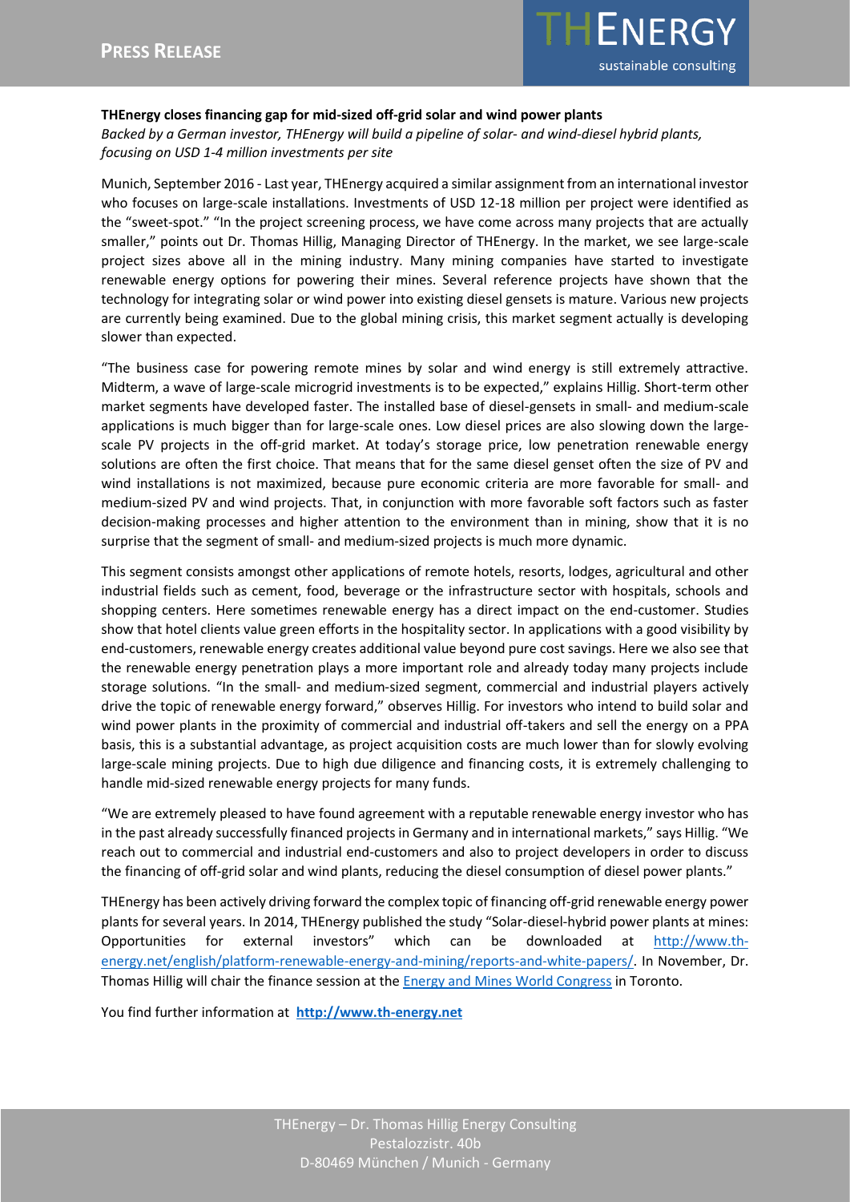**PRESS RELEASE**

**THEnergy closes financing gap for mid-sized off-grid solar and wind power plants**

*Backed by a German investor, THEnergy will build a pipeline of solar- and wind-diesel hybrid plants, focusing on USD 1-4 million investments per site*

Munich, September 2016 - Last year, THEnergy acquired a similar assignment from an international investor who focuses on large-scale installations. Investments of USD 12-18 million per project were identified as the "sweet-spot." "In the project screening process, we have come across many projects that are actually smaller," points out Dr. Thomas Hillig, Managing Director of THEnergy. In the market, we see large-scale project sizes above all in the mining industry. Many mining companies have started to investigate renewable energy options for powering their mines. Several reference projects have shown that the technology for integrating solar or wind power into existing diesel gensets is mature. Various new projects are currently being examined. Due to the global mining crisis, this market segment actually is developing slower than expected.

"The business case for powering remote mines by solar and wind energy is still extremely attractive. Midterm, a wave of large-scale microgrid investments is to be expected," explains Hillig. Short-term other market segments have developed faster. The installed base of diesel-gensets in small- and medium-scale applications is much bigger than for large-scale ones. Low diesel prices are also slowing down the large-scale PV projects in the off-grid market. At today's storage price, low penetration renewable energy solutions are often the first choice. That means that for the same diesel genset often the size of PV and wind installations is not maximized, because pure economic criteria are more favorable for small- and medium-sized PV and wind projects. That, in conjunction with more favorable soft factors such as faster decision-making processes and higher attention to the environment than in mining, show that it is no surprise that the segment of small- and medium-sized projects is much more dynamic.

This segment consists amongst other applications of remote hotels, resorts, lodges, agricultural and other industrial fields such as cement, food, beverage or the infrastructure sector with hospitals, schools and shopping centers. Here sometimes renewable energy has a direct impact on the end-customer. Studies show that hotel clients value green efforts in the hospitality sector. In applications with a good visibility by end-customers, renewable energy creates additional value beyond pure cost savings. Here we also see that the renewable energy penetration plays a more important role and already today many projects include storage solutions. "In the small- and medium-sized segment, commercial and industrial players actively drive the topic of renewable energy forward," observes Hillig. For investors who intend to build solar and wind power plants in the proximity of commercial and industrial off-takers and sell the energy on a PPA basis, this is a substantial advantage, as project acquisition costs are much lower than for slowly evolving large-scale mining projects. Due to high due diligence and financing costs, it is extremely challenging to handle mid-sized renewable energy projects for many funds.

"We are extremely pleased to have found agreement with a reputable renewable energy investor who has in the past already successfully financed projects in Germany and in international markets," says Hillig. "We reach out to commercial and industrial end-customers and also to project developers in order to discuss the financing of off-grid solar and wind plants, reducing the diesel consumption of diesel power plants."

THEnergy has been actively driving forward the complex topic of financing off-grid renewable energy power plants for several years. In 2014, THEnergy published the study "Solar-diesel-hybrid power plants at mines: Opportunities for external investors" which can be downloaded at [http://www.th-energy.net/english/platform-renewable-energy-and-mining/reports-and-white-papers/](http://www.th-energy.net/english/platform-renewable-energy-and-mining/reports-and-white-papers/). In November, Dr. Thomas Hillig will chair the finance session at the Energy and Mines World Congress in Toronto.

You find further information at **[http://www.th-energy.net](http://www.th-energy.net)**

THEnergy – Dr. Thomas Hillig Energy Consulting
Pestalozzistr. 40b
D-80469 München / Munich - Germany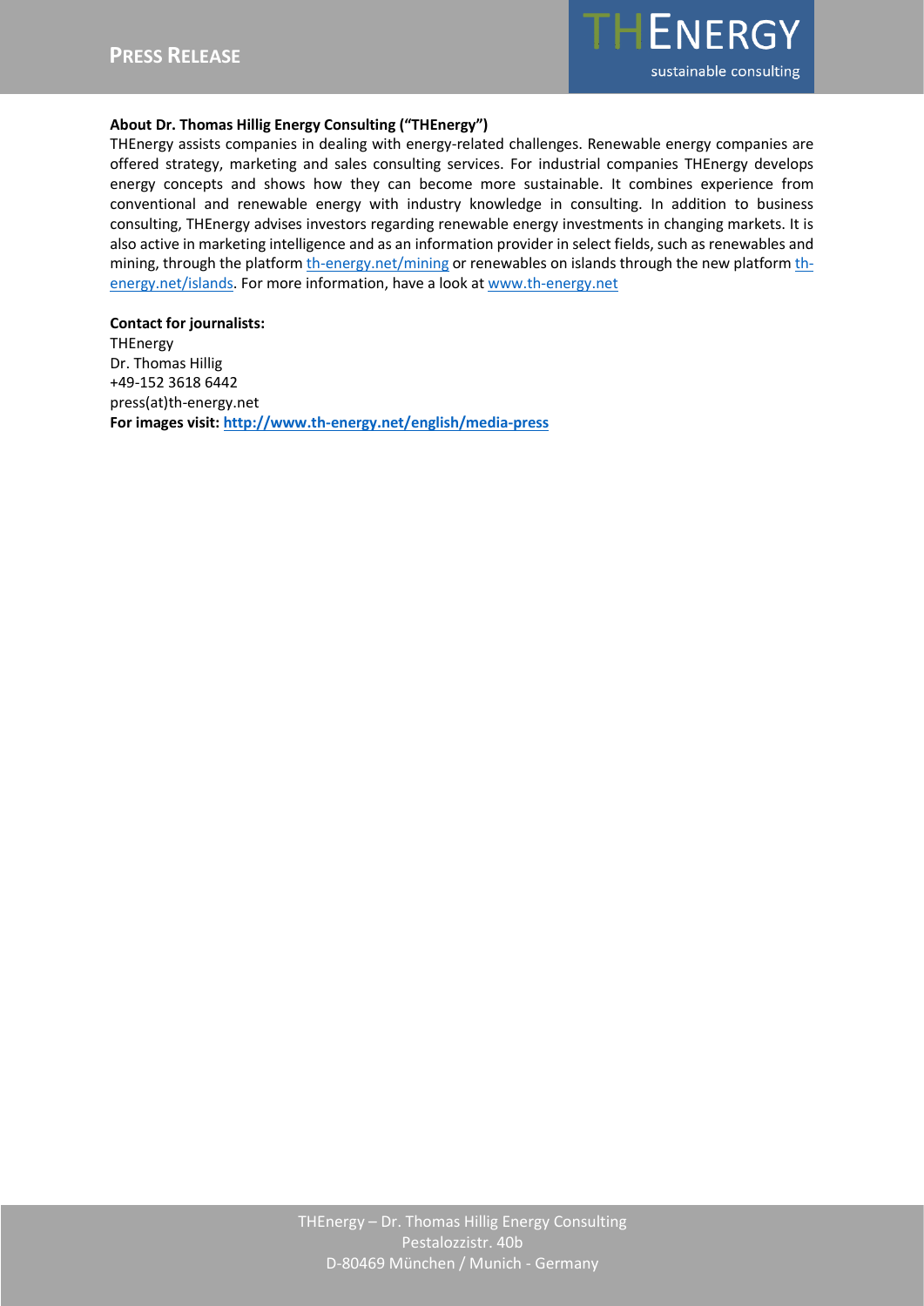**About Dr. Thomas Hillig Energy Consulting ("THEnergy")**

THEnergy assists companies in dealing with energy-related challenges. Renewable energy companies are offered strategy, marketing and sales consulting services. For industrial companies THEnergy develops energy concepts and shows how they can become more sustainable. It combines experience from conventional and renewable energy with industry knowledge in consulting. In addition to business consulting, THEnergy advises investors regarding renewable energy investments in changing markets. It is also active in marketing intelligence and as an information provider in select fields, such as renewables and mining, through the platform th-energy.net/mining or renewables on islands through the new platform th-energy.net/islands. For more information, have a look at www.th-energy.net

**Contact for journalists:**

THEnergy
Dr. Thomas Hillig
+49-152 3618 6442
press(at)th-energy.net
**For images visit: http://www.th-energy.net/english/media-press**